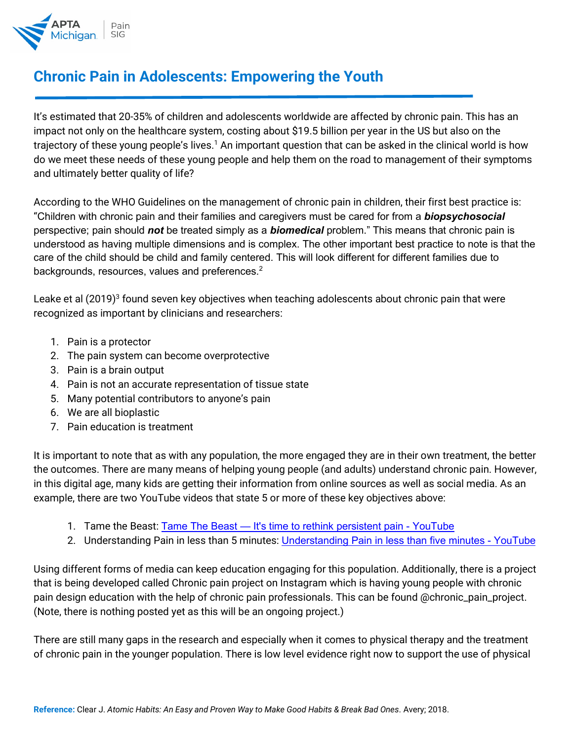APTA Michigan | Pain SIG

# Chronic Pain in Adolescents: Empowering the Youth

It's estimated that 20-35% of children and adolescents worldwide are affected by chronic pain. This has an impact not only on the healthcare system, costing about $19.5 billion per year in the US but also on the trajectory of these young people's lives.[1] An important question that can be asked in the clinical world is how do we meet these needs of these young people and help them on the road to management of their symptoms and ultimately better quality of life?

According to the WHO Guidelines on the management of chronic pain in children, their first best practice is: "Children with chronic pain and their families and caregivers must be cared for from a ***biopsychosocial*** perspective; pain should ***not*** be treated simply as a ***biomedical*** problem." This means that chronic pain is understood as having multiple dimensions and is complex. The other important best practice to note is that the care of the child should be child and family centered. This will look different for different families due to backgrounds, resources, values and preferences.[2]

Leake et al (2019)[3] found seven key objectives when teaching adolescents about chronic pain that were recognized as important by clinicians and researchers:

1. Pain is a protector
2. The pain system can become overprotective
3. Pain is a brain output
4. Pain is not an accurate representation of tissue state
5. Many potential contributors to anyone's pain
6. We are all bioplastic
7. Pain education is treatment

It is important to note that as with any population, the more engaged they are in their own treatment, the better the outcomes. There are many means of helping young people (and adults) understand chronic pain. However, in this digital age, many kids are getting their information from online sources as well as social media. As an example, there are two YouTube videos that state 5 or more of these key objectives above:

1. Tame the Beast: Tame The Beast — It's time to rethink persistent pain - YouTube
2. Understanding Pain in less than 5 minutes: Understanding Pain in less than five minutes - YouTube

Using different forms of media can keep education engaging for this population. Additionally, there is a project that is being developed called Chronic pain project on Instagram which is having young people with chronic pain design education with the help of chronic pain professionals. This can be found @chronic_pain_project. (Note, there is nothing posted yet as this will be an ongoing project.)

There are still many gaps in the research and especially when it comes to physical therapy and the treatment of chronic pain in the younger population. There is low level evidence right now to support the use of physical

**Reference:** Clear J. *Atomic Habits: An Easy and Proven Way to Make Good Habits & Break Bad Ones*. Avery; 2018.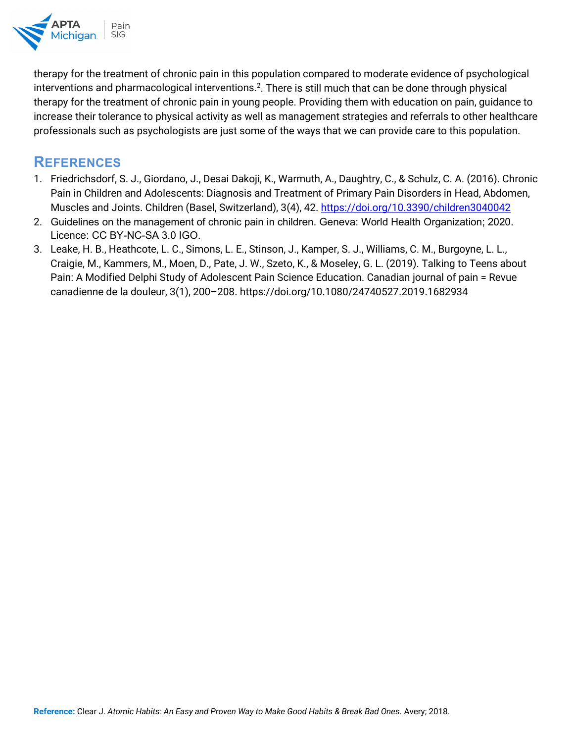therapy for the treatment of chronic pain in this population compared to moderate evidence of psychological interventions and pharmacological interventions.[2]. There is still much that can be done through physical therapy for the treatment of chronic pain in young people. Providing them with education on pain, guidance to increase their tolerance to physical activity as well as management strategies and referrals to other healthcare professionals such as psychologists are just some of the ways that we can provide care to this population.

## References

1. Friedrichsdorf, S. J., Giordano, J., Desai Dakoji, K., Warmuth, A., Daughtry, C., & Schulz, C. A. (2016). Chronic Pain in Children and Adolescents: Diagnosis and Treatment of Primary Pain Disorders in Head, Abdomen, Muscles and Joints. Children (Basel, Switzerland), 3(4), 42. https://doi.org/10.3390/children3040042
2. Guidelines on the management of chronic pain in children. Geneva: World Health Organization; 2020. Licence: CC BY-NC-SA 3.0 IGO.
3. Leake, H. B., Heathcote, L. C., Simons, L. E., Stinson, J., Kamper, S. J., Williams, C. M., Burgoyne, L. L., Craigie, M., Kammers, M., Moen, D., Pate, J. W., Szeto, K., & Moseley, G. L. (2019). Talking to Teens about Pain: A Modified Delphi Study of Adolescent Pain Science Education. Canadian journal of pain = Revue canadienne de la douleur, 3(1), 200–208. https://doi.org/10.1080/24740527.2019.1682934

**Reference:** Clear J. *Atomic Habits: An Easy and Proven Way to Make Good Habits & Break Bad Ones*. Avery; 2018.